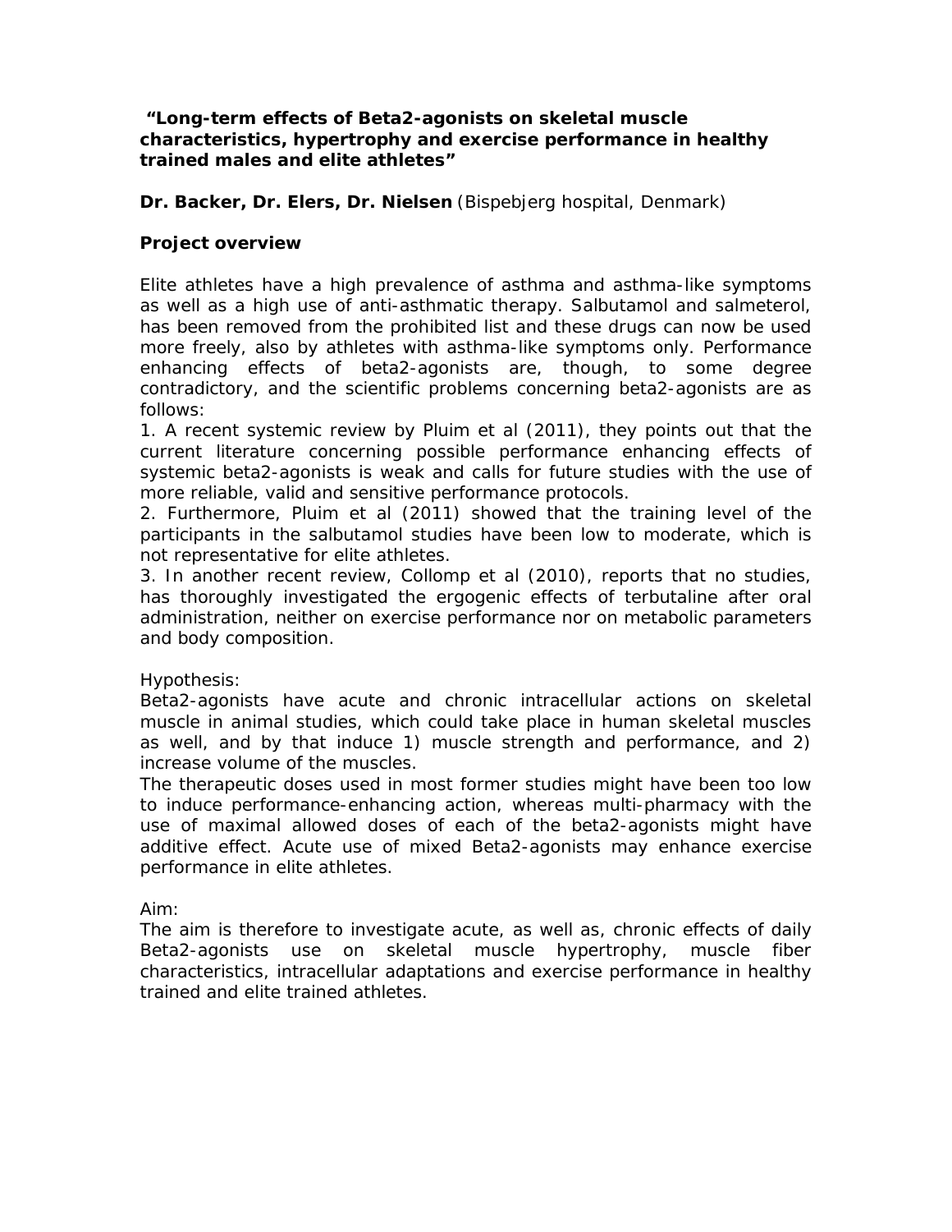**"Long-term effects of Beta2-agonists on skeletal muscle characteristics, hypertrophy and exercise performance in healthy trained males and elite athletes"**

**Dr. Backer, Dr. Elers, Dr. Nielsen** (Bispebjerg hospital, Denmark)

**Project overview**

Elite athletes have a high prevalence of asthma and asthma-like symptoms as well as a high use of anti-asthmatic therapy. Salbutamol and salmeterol, has been removed from the prohibited list and these drugs can now be used more freely, also by athletes with asthma-like symptoms only. Performance enhancing effects of beta2-agonists are, though, to some degree contradictory, and the scientific problems concerning beta2-agonists are as follows:

1. A recent systemic review by Pluim et al (2011), they points out that the current literature concerning possible performance enhancing effects of systemic beta2-agonists is weak and calls for future studies with the use of more reliable, valid and sensitive performance protocols.
2. Furthermore, Pluim et al (2011) showed that the training level of the participants in the salbutamol studies have been low to moderate, which is not representative for elite athletes.
3. In another recent review, Collomp et al (2010), reports that no studies, has thoroughly investigated the ergogenic effects of terbutaline after oral administration, neither on exercise performance nor on metabolic parameters and body composition.

Hypothesis:

Beta2-agonists have acute and chronic intracellular actions on skeletal muscle in animal studies, which could take place in human skeletal muscles as well, and by that induce 1) muscle strength and performance, and 2) increase volume of the muscles.

The therapeutic doses used in most former studies might have been too low to induce performance-enhancing action, whereas multi-pharmacy with the use of maximal allowed doses of each of the beta2-agonists might have additive effect. Acute use of mixed Beta2-agonists may enhance exercise performance in elite athletes.

Aim:

The aim is therefore to investigate acute, as well as, chronic effects of daily Beta2-agonists use on skeletal muscle hypertrophy, muscle fiber characteristics, intracellular adaptations and exercise performance in healthy trained and elite trained athletes.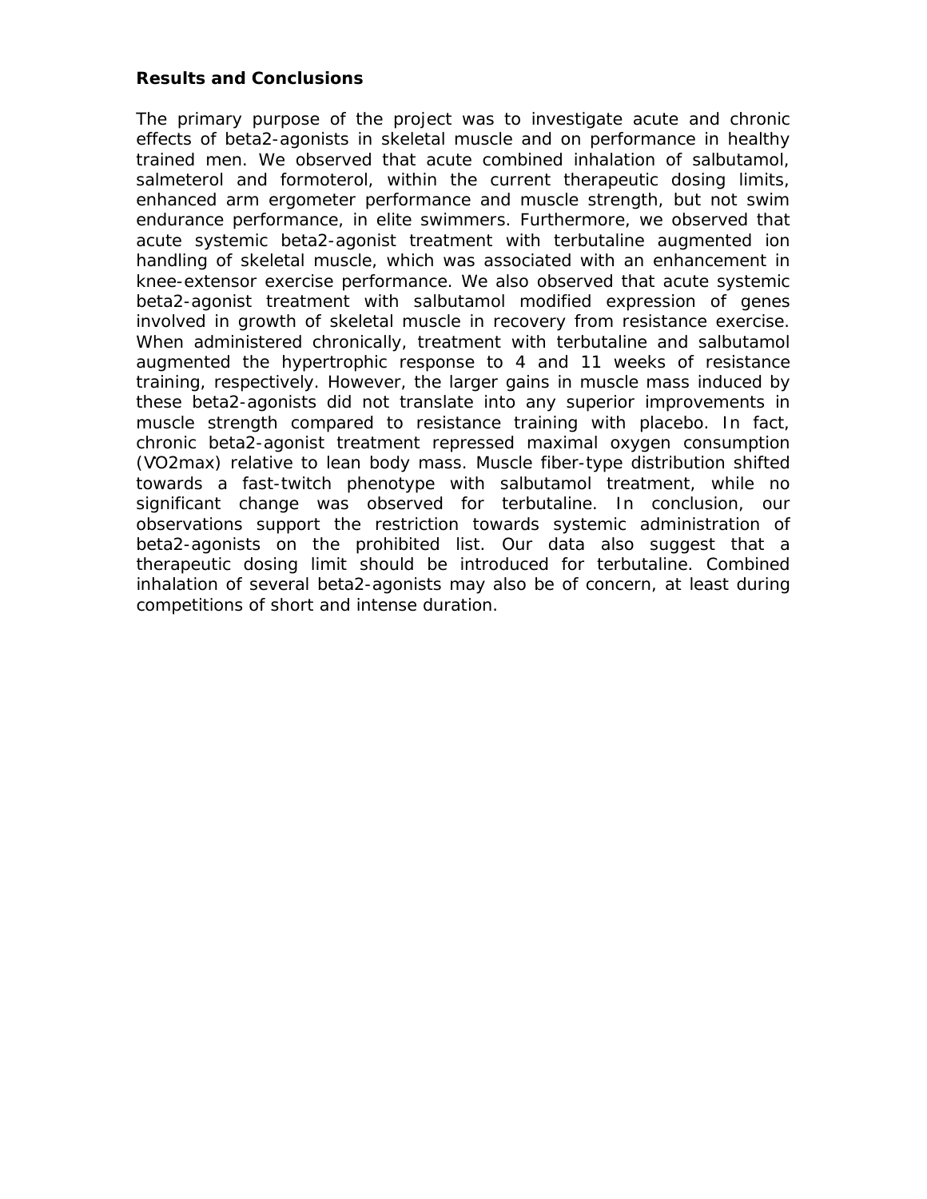**Results and Conclusions**

The primary purpose of the project was to investigate acute and chronic effects of beta2-agonists in skeletal muscle and on performance in healthy trained men. We observed that acute combined inhalation of salbutamol, salmeterol and formoterol, within the current therapeutic dosing limits, enhanced arm ergometer performance and muscle strength, but not swim endurance performance, in elite swimmers. Furthermore, we observed that acute systemic beta2-agonist treatment with terbutaline augmented ion handling of skeletal muscle, which was associated with an enhancement in knee-extensor exercise performance. We also observed that acute systemic beta2-agonist treatment with salbutamol modified expression of genes involved in growth of skeletal muscle in recovery from resistance exercise. When administered chronically, treatment with terbutaline and salbutamol augmented the hypertrophic response to 4 and 11 weeks of resistance training, respectively. However, the larger gains in muscle mass induced by these beta2-agonists did not translate into any superior improvements in muscle strength compared to resistance training with placebo. In fact, chronic beta2-agonist treatment repressed maximal oxygen consumption (VO2max) relative to lean body mass. Muscle fiber-type distribution shifted towards a fast-twitch phenotype with salbutamol treatment, while no significant change was observed for terbutaline. In conclusion, our observations support the restriction towards systemic administration of beta2-agonists on the prohibited list. Our data also suggest that a therapeutic dosing limit should be introduced for terbutaline. Combined inhalation of several beta2-agonists may also be of concern, at least during competitions of short and intense duration.